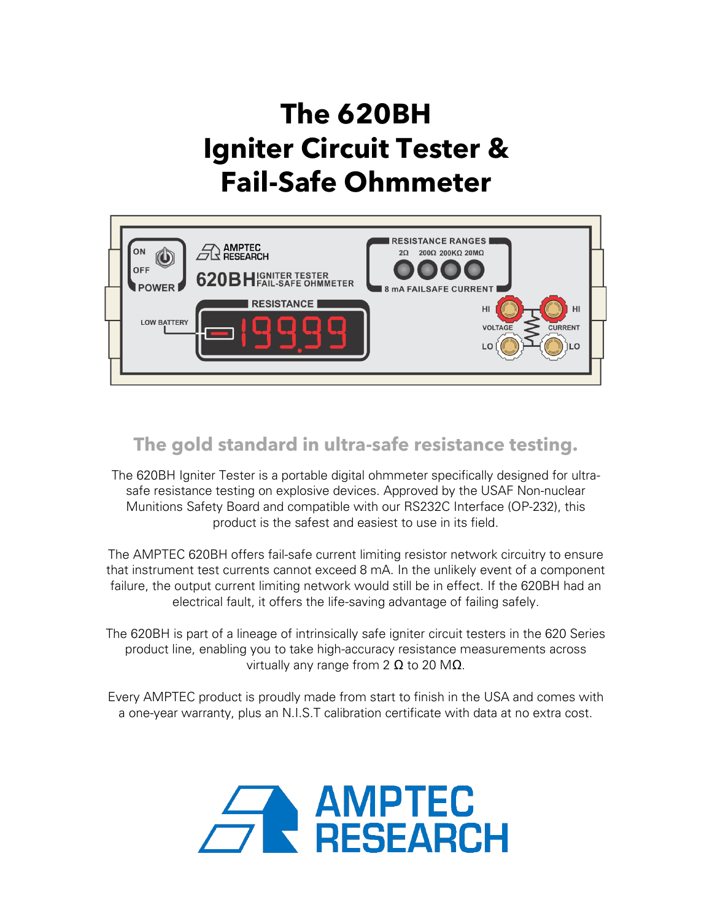# The 620BH Igniter Circuit Tester & Fail-Safe Ohmmeter

## The gold standard in ultra-safe resistance testing.

The 620BH Igniter Tester is a portable digital ohmmeter specifically designed for ultra-safe resistance testing on explosive devices. Approved by the USAF Non-nuclear Munitions Safety Board and compatible with our RS232C Interface (OP-232), this product is the safest and easiest to use in its field.

The AMPTEC 620BH offers fail-safe current limiting resistor network circuitry to ensure that instrument test currents cannot exceed 8 mA. In the unlikely event of a component failure, the output current limiting network would still be in effect. If the 620BH had an electrical fault, it offers the life-saving advantage of failing safely.

The 620BH is part of a lineage of intrinsically safe igniter circuit testers in the 620 Series product line, enabling you to take high-accuracy resistance measurements across virtually any range from 2 Ω to 20 MΩ.

Every AMPTEC product is proudly made from start to finish in the USA and comes with a one-year warranty, plus an N.I.S.T calibration certificate with data at no extra cost.

AMPTEC RESEARCH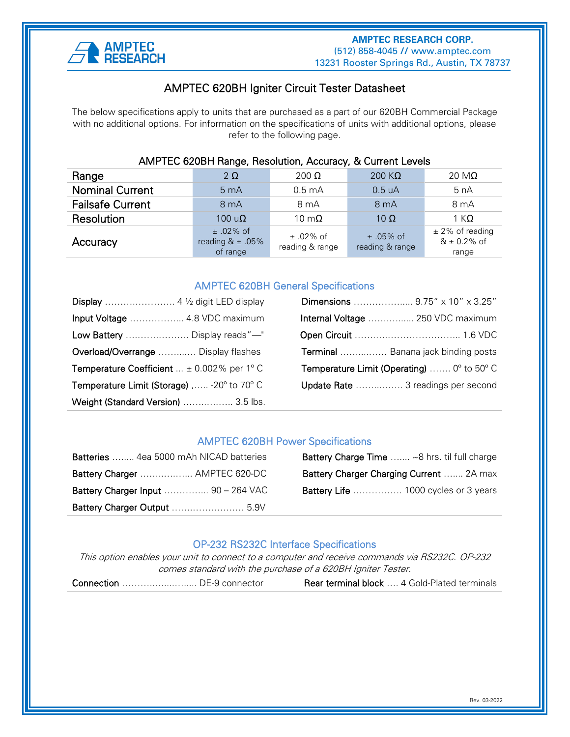AMPTEC RESEARCH

**AMPTEC RESEARCH CORP.**
(512) 858-4045 // www.amptec.com
13231 Rooster Springs Rd., Austin, TX 78737

# AMPTEC 620BH Igniter Circuit Tester Datasheet

The below specifications apply to units that are purchased as a part of our 620BH Commercial Package with no additional options. For information on the specifications of units with additional options, please refer to the following page.

**AMPTEC 620BH Range, Resolution, Accuracy, & Current Levels**

| Range | 2 Ω | 200 Ω | 200 KΩ | 20 MΩ |
|---|---|---|---|---|
| Nominal Current | 5 mA | 0.5 mA | 0.5 uA | 5 nA |
| Failsafe Current | 8 mA | 8 mA | 8 mA | 8 mA |
| Resolution | 100 uΩ | 10 mΩ | 10 Ω | 1 KΩ |
| Accuracy | ± .02% of reading & ± .05% of range | ± .02% of reading & range | ± .05% of reading & range | ± 2% of reading & ± 0.2% of range |

## AMPTEC 620BH General Specifications

**Display** …………………… 4 ½ digit LED display

**Input Voltage** …………….. 4.8 VDC maximum

**Low Battery** ………………… Display reads"—"

**Overload/Overrange** ……..…. Display flashes

**Temperature Coefficient** … ± 0.002% per 1° C

**Temperature Limit (Storage)** …... -20° to 70° C

**Weight (Standard Version)** …….…….. 3.5 lbs.

**Dimensions** ……………..... 9.75" x 10" x 3.25"

**Internal Voltage** ………...... 250 VDC maximum

**Open Circuit** …………………………….. 1.6 VDC

**Terminal** ……....…… Banana jack binding posts

**Temperature Limit (Operating)** ……. 0° to 50° C

**Update Rate** ……..……. 3 readings per second

## AMPTEC 620BH Power Specifications

**Batteries** …..... 4ea 5000 mAh NICAD batteries

**Battery Charger** ……..……... AMPTEC 620-DC

**Battery Charger Input** ………….. 90 – 264 VAC

**Battery Charger Output** …………………… 5.9V

**Battery Charge Time** ……. ~8 hrs. til full charge

**Battery Charger Charging Current** ……. 2A max

**Battery Life** ……………. 1000 cycles or 3 years

## OP-232 RS232C Interface Specifications

*This option enables your unit to connect to a computer and receive commands via RS232C. OP-232 comes standard with the purchase of a 620BH Igniter Tester.*

**Connection** ……….…...…..... DE-9 connector

**Rear terminal block** …. 4 Gold-Plated terminals

Rev. 03-2022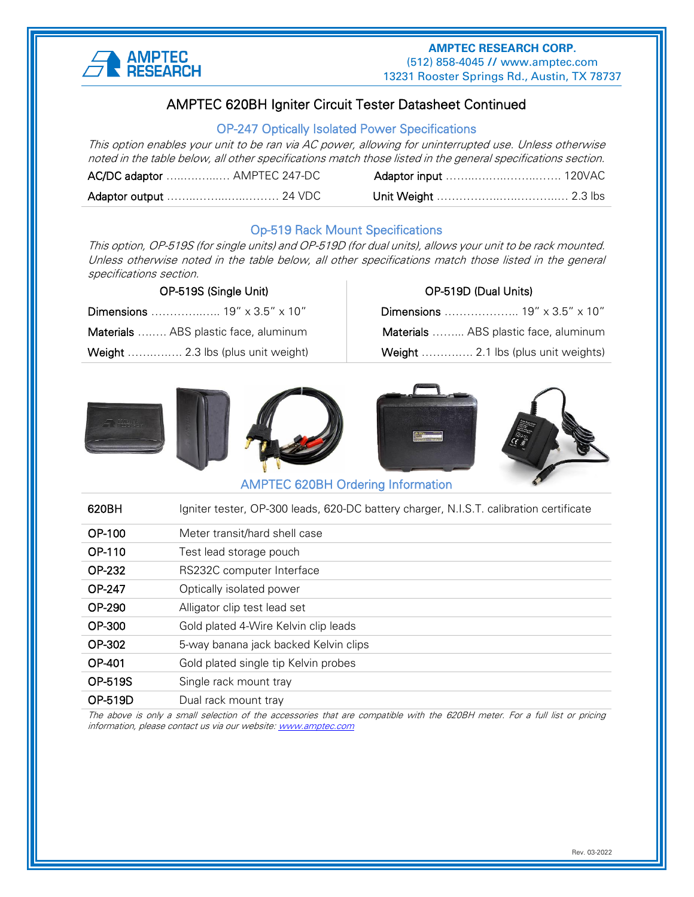# AMPTEC 620BH Igniter Circuit Tester Datasheet Continued

## OP-247 Optically Isolated Power Specifications

*This option enables your unit to be ran via AC power, allowing for uninterrupted use. Unless otherwise noted in the table below, all other specifications match those listed in the general specifications section.*

| | | | |
|---|---|---|---|
| AC/DC adaptor | AMPTEC 247-DC | Adaptor input | 120VAC |
| Adaptor output | 24 VDC | Unit Weight | 2.3 lbs |

## Op-519 Rack Mount Specifications

*This option, OP-519S (for single units) and OP-519D (for dual units), allows your unit to be rack mounted. Unless otherwise noted in the table below, all other specifications match those listed in the general specifications section.*

| OP-519S (Single Unit) | | OP-519D (Dual Units) | |
|---|---|---|---|
| Dimensions | 19" x 3.5" x 10" | Dimensions | 19" x 3.5" x 10" |
| Materials | ABS plastic face, aluminum | Materials | ABS plastic face, aluminum |
| Weight | 2.3 lbs (plus unit weight) | Weight | 2.1 lbs (plus unit weights) |

## AMPTEC 620BH Ordering Information

| | |
|---|---|
| 620BH | Igniter tester, OP-300 leads, 620-DC battery charger, N.I.S.T. calibration certificate |
| OP-100 | Meter transit/hard shell case |
| OP-110 | Test lead storage pouch |
| OP-232 | RS232C computer Interface |
| OP-247 | Optically isolated power |
| OP-290 | Alligator clip test lead set |
| OP-300 | Gold plated 4-Wire Kelvin clip leads |
| OP-302 | 5-way banana jack backed Kelvin clips |
| OP-401 | Gold plated single tip Kelvin probes |
| OP-519S | Single rack mount tray |
| OP-519D | Dual rack mount tray |

*The above is only a small selection of the accessories that are compatible with the 620BH meter. For a full list or pricing information, please contact us via our website: www.amptec.com*

Rev. 03-2022